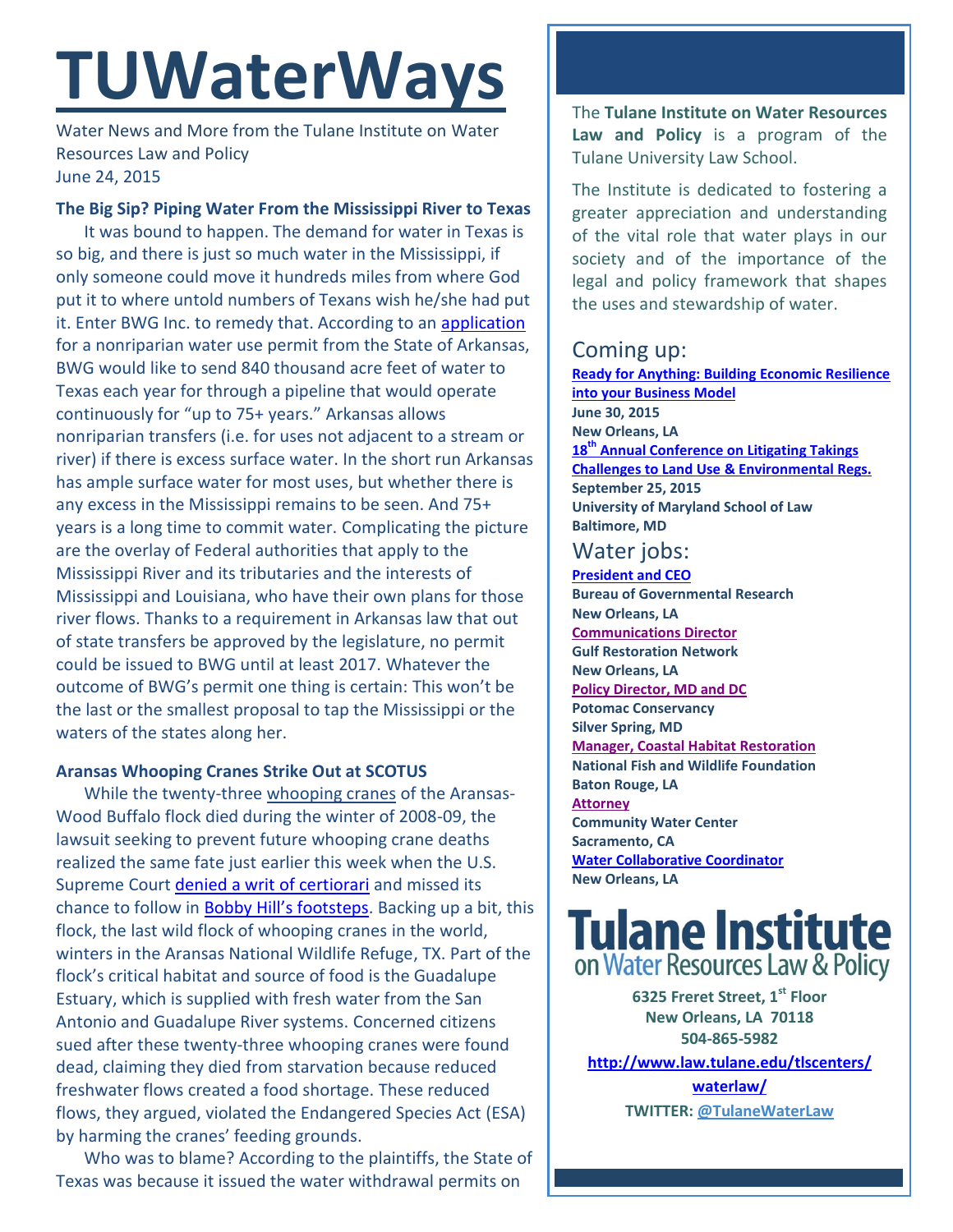# TUWaterWays

Water News and More from the Tulane Institute on Water Resources Law and Policy
June 24, 2015

**The Big Sip? Piping Water From the Mississippi River to Texas**

It was bound to happen. The demand for water in Texas is so big, and there is just so much water in the Mississippi, if only someone could move it hundreds miles from where God put it to where untold numbers of Texans wish he/she had put it. Enter BWG Inc. to remedy that. According to an application for a nonriparian water use permit from the State of Arkansas, BWG would like to send 840 thousand acre feet of water to Texas each year for through a pipeline that would operate continuously for "up to 75+ years." Arkansas allows nonriparian transfers (i.e. for uses not adjacent to a stream or river) if there is excess surface water. In the short run Arkansas has ample surface water for most uses, but whether there is any excess in the Mississippi remains to be seen. And 75+ years is a long time to commit water. Complicating the picture are the overlay of Federal authorities that apply to the Mississippi River and its tributaries and the interests of Mississippi and Louisiana, who have their own plans for those river flows. Thanks to a requirement in Arkansas law that out of state transfers be approved by the legislature, no permit could be issued to BWG until at least 2017. Whatever the outcome of BWG's permit one thing is certain: This won't be the last or the smallest proposal to tap the Mississippi or the waters of the states along her.

**Aransas Whooping Cranes Strike Out at SCOTUS**

While the twenty-three whooping cranes of the Aransas-Wood Buffalo flock died during the winter of 2008-09, the lawsuit seeking to prevent future whooping crane deaths realized the same fate just earlier this week when the U.S. Supreme Court denied a writ of certiorari and missed its chance to follow in Bobby Hill's footsteps. Backing up a bit, this flock, the last wild flock of whooping cranes in the world, winters in the Aransas National Wildlife Refuge, TX. Part of the flock's critical habitat and source of food is the Guadalupe Estuary, which is supplied with fresh water from the San Antonio and Guadalupe River systems. Concerned citizens sued after these twenty-three whooping cranes were found dead, claiming they died from starvation because reduced freshwater flows created a food shortage. These reduced flows, they argued, violated the Endangered Species Act (ESA) by harming the cranes' feeding grounds.

Who was to blame? According to the plaintiffs, the State of Texas was because it issued the water withdrawal permits on

The **Tulane Institute on Water Resources Law and Policy** is a program of the Tulane University Law School.

The Institute is dedicated to fostering a greater appreciation and understanding of the vital role that water plays in our society and of the importance of the legal and policy framework that shapes the uses and stewardship of water.

## Coming up:

**Ready for Anything: Building Economic Resilience into your Business Model**
**June 30, 2015**
**New Orleans, LA**

**18th Annual Conference on Litigating Takings Challenges to Land Use & Environmental Regs.**
**September 25, 2015**
**University of Maryland School of Law**
**Baltimore, MD**

## Water jobs:

**President and CEO**
**Bureau of Governmental Research**
**New Orleans, LA**

**Communications Director**
**Gulf Restoration Network**
**New Orleans, LA**

**Policy Director, MD and DC**
**Potomac Conservancy**
**Silver Spring, MD**

**Manager, Coastal Habitat Restoration**
**National Fish and Wildlife Foundation**
**Baton Rouge, LA**

**Attorney**
**Community Water Center**
**Sacramento, CA**

**Water Collaborative Coordinator**
**New Orleans, LA**

**Tulane Institute on Water Resources Law & Policy**

**6325 Freret Street, 1st Floor**
**New Orleans, LA 70118**
**504-865-5982**
**http://www.law.tulane.edu/tlscenters/waterlaw/**
**TWITTER: @TulaneWaterLaw**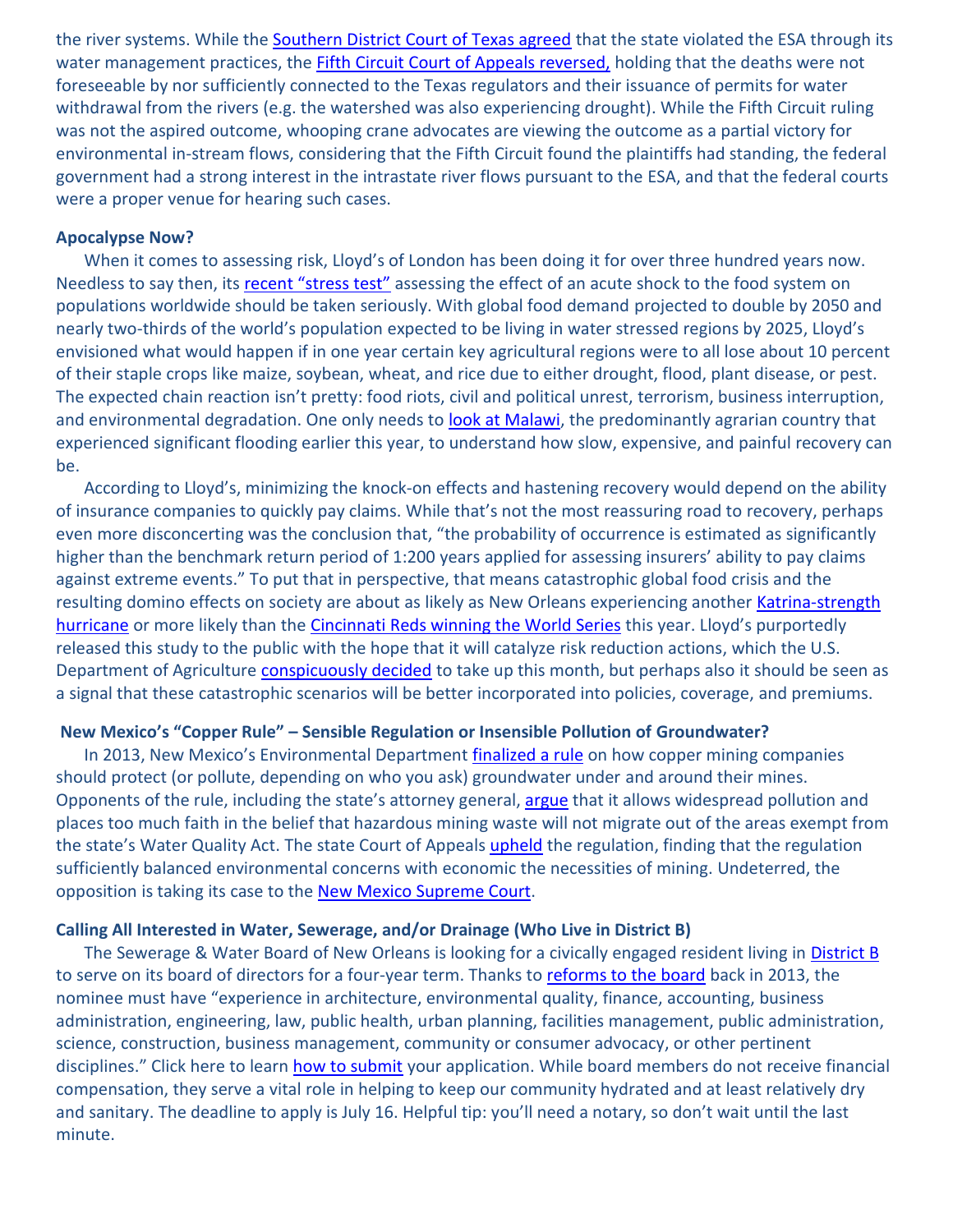the river systems. While the Southern District Court of Texas agreed that the state violated the ESA through its water management practices, the Fifth Circuit Court of Appeals reversed, holding that the deaths were not foreseeable by nor sufficiently connected to the Texas regulators and their issuance of permits for water withdrawal from the rivers (e.g. the watershed was also experiencing drought). While the Fifth Circuit ruling was not the aspired outcome, whooping crane advocates are viewing the outcome as a partial victory for environmental in-stream flows, considering that the Fifth Circuit found the plaintiffs had standing, the federal government had a strong interest in the intrastate river flows pursuant to the ESA, and that the federal courts were a proper venue for hearing such cases.

**Apocalypse Now?**

When it comes to assessing risk, Lloyd's of London has been doing it for over three hundred years now. Needless to say then, its recent "stress test" assessing the effect of an acute shock to the food system on populations worldwide should be taken seriously. With global food demand projected to double by 2050 and nearly two-thirds of the world's population expected to be living in water stressed regions by 2025, Lloyd's envisioned what would happen if in one year certain key agricultural regions were to all lose about 10 percent of their staple crops like maize, soybean, wheat, and rice due to either drought, flood, plant disease, or pest. The expected chain reaction isn't pretty: food riots, civil and political unrest, terrorism, business interruption, and environmental degradation. One only needs to look at Malawi, the predominantly agrarian country that experienced significant flooding earlier this year, to understand how slow, expensive, and painful recovery can be.

According to Lloyd's, minimizing the knock-on effects and hastening recovery would depend on the ability of insurance companies to quickly pay claims. While that's not the most reassuring road to recovery, perhaps even more disconcerting was the conclusion that, "the probability of occurrence is estimated as significantly higher than the benchmark return period of 1:200 years applied for assessing insurers' ability to pay claims against extreme events." To put that in perspective, that means catastrophic global food crisis and the resulting domino effects on society are about as likely as New Orleans experiencing another Katrina-strength hurricane or more likely than the Cincinnati Reds winning the World Series this year. Lloyd's purportedly released this study to the public with the hope that it will catalyze risk reduction actions, which the U.S. Department of Agriculture conspicuously decided to take up this month, but perhaps also it should be seen as a signal that these catastrophic scenarios will be better incorporated into policies, coverage, and premiums.

**New Mexico's "Copper Rule" – Sensible Regulation or Insensible Pollution of Groundwater?**

In 2013, New Mexico's Environmental Department finalized a rule on how copper mining companies should protect (or pollute, depending on who you ask) groundwater under and around their mines. Opponents of the rule, including the state's attorney general, argue that it allows widespread pollution and places too much faith in the belief that hazardous mining waste will not migrate out of the areas exempt from the state's Water Quality Act. The state Court of Appeals upheld the regulation, finding that the regulation sufficiently balanced environmental concerns with economic the necessities of mining. Undeterred, the opposition is taking its case to the New Mexico Supreme Court.

**Calling All Interested in Water, Sewerage, and/or Drainage (Who Live in District B)**

The Sewerage & Water Board of New Orleans is looking for a civically engaged resident living in District B to serve on its board of directors for a four-year term. Thanks to reforms to the board back in 2013, the nominee must have "experience in architecture, environmental quality, finance, accounting, business administration, engineering, law, public health, urban planning, facilities management, public administration, science, construction, business management, community or consumer advocacy, or other pertinent disciplines." Click here to learn how to submit your application. While board members do not receive financial compensation, they serve a vital role in helping to keep our community hydrated and at least relatively dry and sanitary. The deadline to apply is July 16. Helpful tip: you'll need a notary, so don't wait until the last minute.